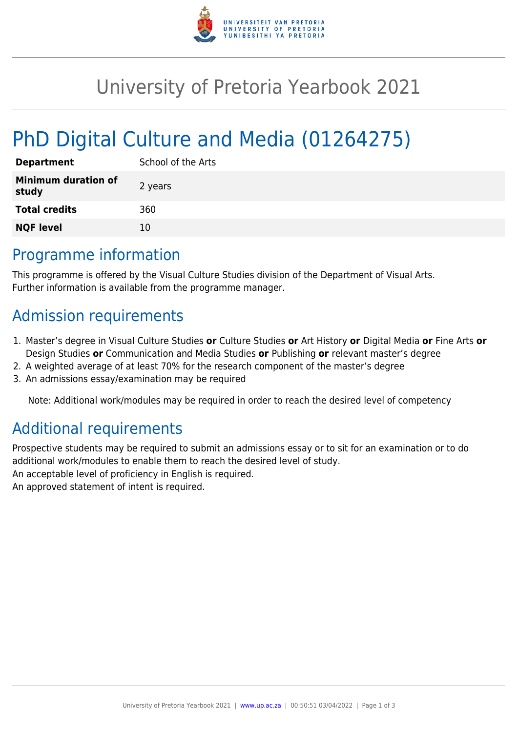# University of Pretoria Yearbook 2021

# PhD Digital Culture and Media (01264275)

| **Department** | School of the Arts |
|---|---|
| **Minimum duration of study** | 2 years |
| **Total credits** | 360 |
| **NQF level** | 10 |

## Programme information

This programme is offered by the Visual Culture Studies division of the Department of Visual Arts.
Further information is available from the programme manager.

## Admission requirements

1. Master's degree in Visual Culture Studies **or** Culture Studies **or** Art History **or** Digital Media **or** Fine Arts **or** Design Studies **or** Communication and Media Studies **or** Publishing **or** relevant master's degree
2. A weighted average of at least 70% for the research component of the master's degree
3. An admissions essay/examination may be required

Note: Additional work/modules may be required in order to reach the desired level of competency

## Additional requirements

Prospective students may be required to submit an admissions essay or to sit for an examination or to do additional work/modules to enable them to reach the desired level of study.
An acceptable level of proficiency in English is required.
An approved statement of intent is required.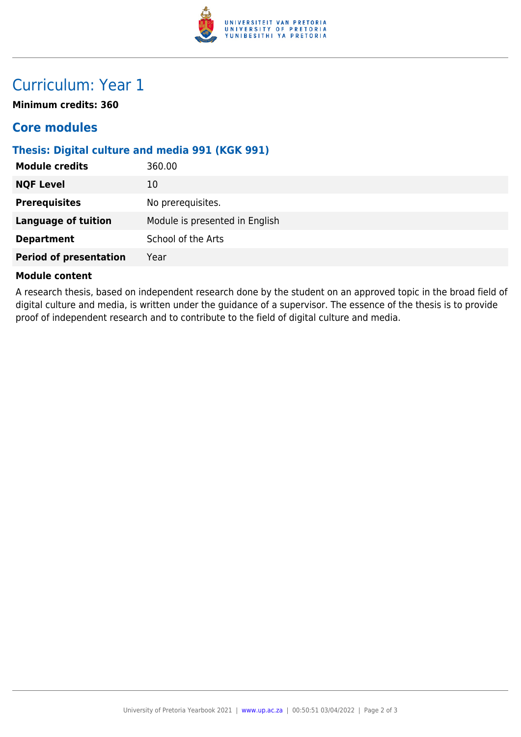# Curriculum: Year 1

**Minimum credits: 360**

## Core modules

### Thesis: Digital culture and media 991 (KGK 991)

| | |
|---|---|
| **Module credits** | 360.00 |
| **NQF Level** | 10 |
| **Prerequisites** | No prerequisites. |
| **Language of tuition** | Module is presented in English |
| **Department** | School of the Arts |
| **Period of presentation** | Year |

**Module content**

A research thesis, based on independent research done by the student on an approved topic in the broad field of digital culture and media, is written under the guidance of a supervisor. The essence of the thesis is to provide proof of independent research and to contribute to the field of digital culture and media.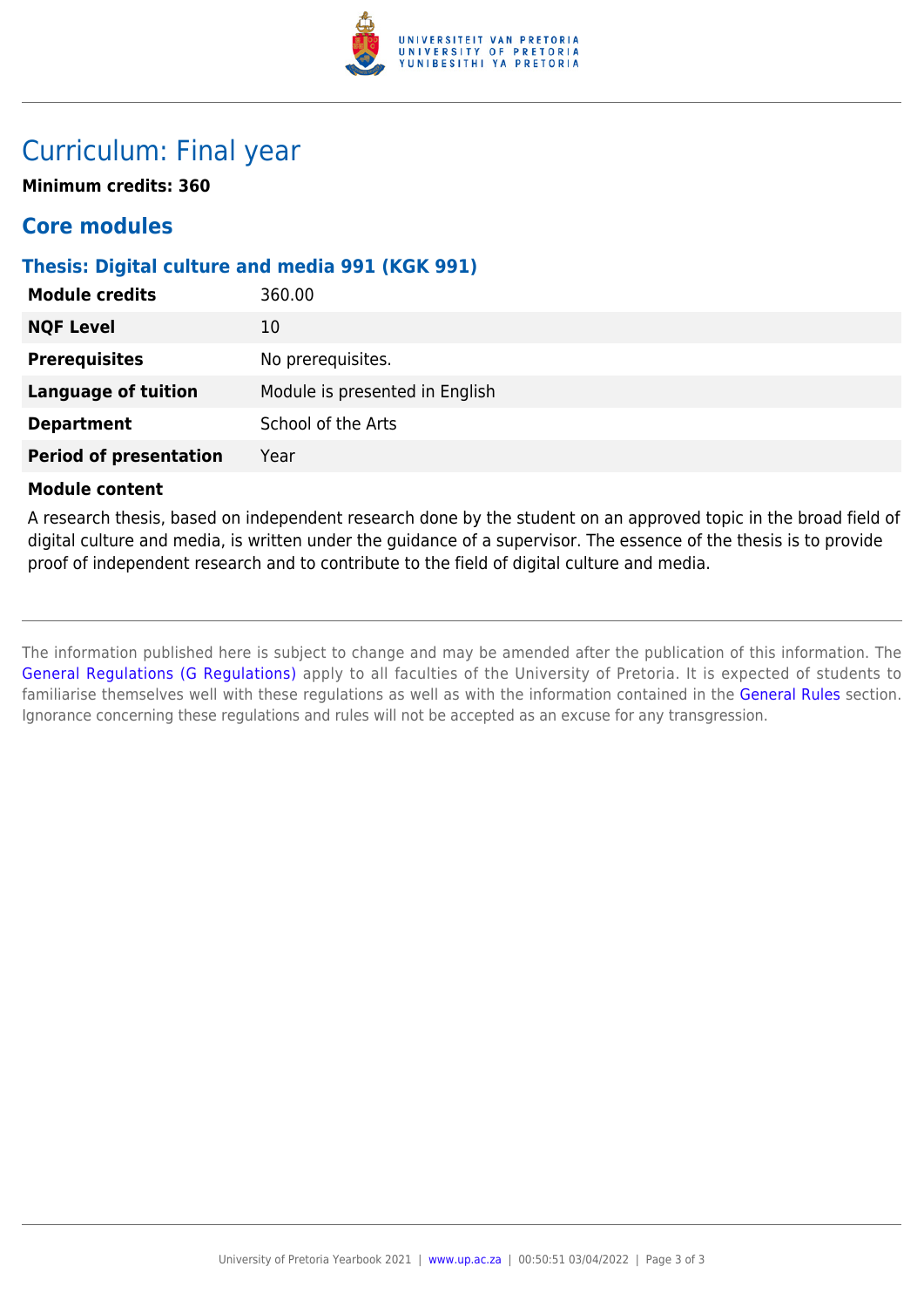# Curriculum: Final year

**Minimum credits: 360**

## Core modules

### Thesis: Digital culture and media 991 (KGK 991)

| | |
|---|---|
| **Module credits** | 360.00 |
| **NQF Level** | 10 |
| **Prerequisites** | No prerequisites. |
| **Language of tuition** | Module is presented in English |
| **Department** | School of the Arts |
| **Period of presentation** | Year |

**Module content**

A research thesis, based on independent research done by the student on an approved topic in the broad field of digital culture and media, is written under the guidance of a supervisor. The essence of the thesis is to provide proof of independent research and to contribute to the field of digital culture and media.

The information published here is subject to change and may be amended after the publication of this information. The General Regulations (G Regulations) apply to all faculties of the University of Pretoria. It is expected of students to familiarise themselves well with these regulations as well as with the information contained in the General Rules section. Ignorance concerning these regulations and rules will not be accepted as an excuse for any transgression.